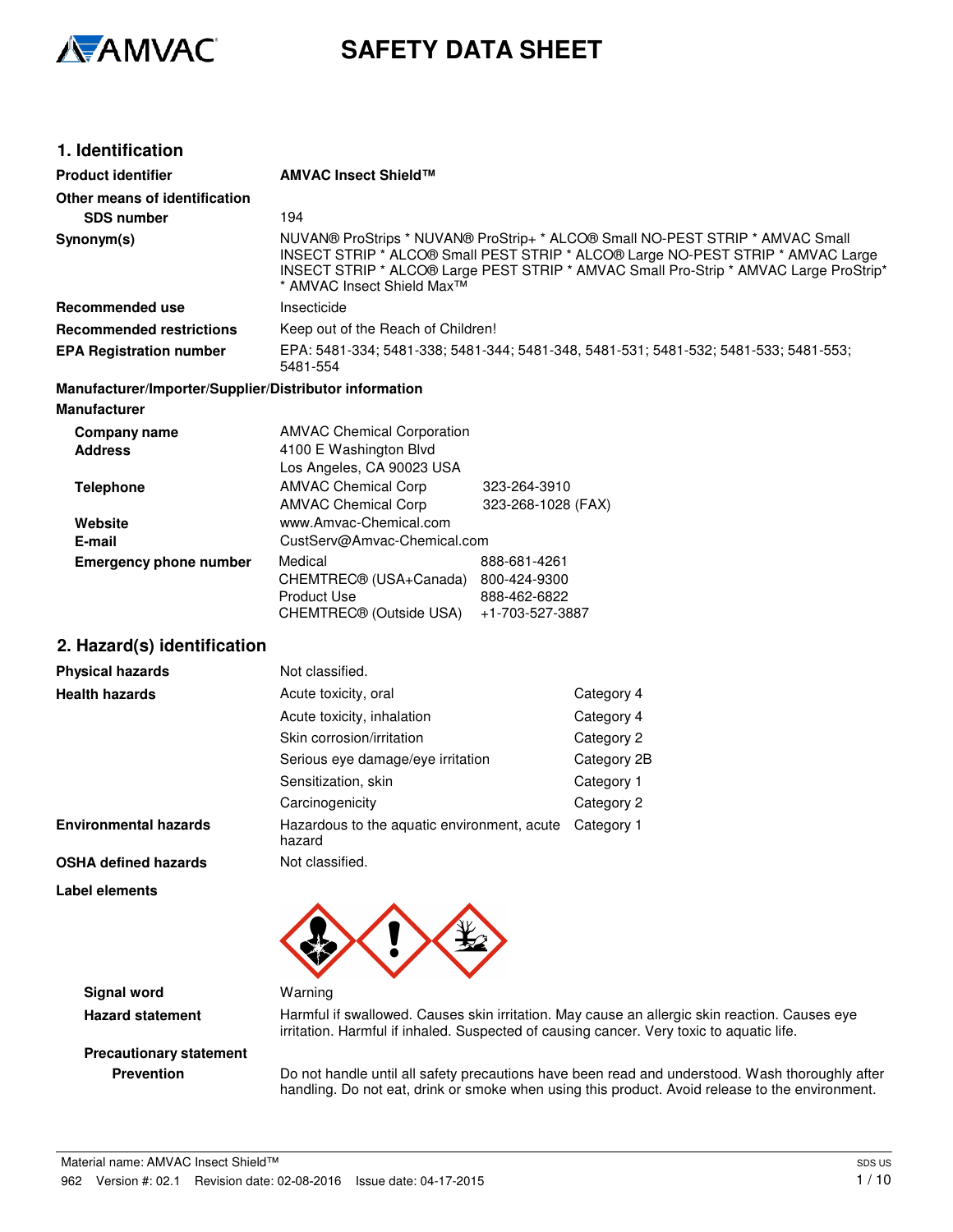AMVAC

# SAFETY DATA SHEET

## 1. Identification

| | |
|---|---|
| **Product identifier** | **AMVAC Insect Shield™** |
| **Other means of identification** | |
| **SDS number** | 194 |
| **Synonym(s)** | NUVAN® ProStrips * NUVAN® ProStrip+ * ALCO® Small NO-PEST STRIP * AMVAC Small INSECT STRIP * ALCO® Small PEST STRIP * ALCO® Large NO-PEST STRIP * AMVAC Large INSECT STRIP * ALCO® Large PEST STRIP * AMVAC Small Pro-Strip * AMVAC Large ProStrip* * AMVAC Insect Shield Max™ |
| **Recommended use** | Insecticide |
| **Recommended restrictions** | Keep out of the Reach of Children! |
| **EPA Registration number** | EPA: 5481-334; 5481-338; 5481-344; 5481-348, 5481-531; 5481-532; 5481-533; 5481-553; 5481-554 |

**Manufacturer/Importer/Supplier/Distributor information**

**Manufacturer**

| | | |
|---|---|---|
| **Company name** | AMVAC Chemical Corporation | |
| **Address** | 4100 E Washington Blvd | |
| | Los Angeles, CA 90023 USA | |
| **Telephone** | AMVAC Chemical Corp | 323-264-3910 |
| | AMVAC Chemical Corp | 323-268-1028 (FAX) |
| **Website** | www.Amvac-Chemical.com | |
| **E-mail** | CustServ@Amvac-Chemical.com | |
| **Emergency phone number** | Medical | 888-681-4261 |
| | CHEMTREC® (USA+Canada) | 800-424-9300 |
| | Product Use | 888-462-6822 |
| | CHEMTREC® (Outside USA) | +1-703-527-3887 |

## 2. Hazard(s) identification

| | | |
|---|---|---|
| **Physical hazards** | Not classified. | |
| **Health hazards** | Acute toxicity, oral | Category 4 |
| | Acute toxicity, inhalation | Category 4 |
| | Skin corrosion/irritation | Category 2 |
| | Serious eye damage/eye irritation | Category 2B |
| | Sensitization, skin | Category 1 |
| | Carcinogenicity | Category 2 |
| **Environmental hazards** | Hazardous to the aquatic environment, acute hazard | Category 1 |
| **OSHA defined hazards** | Not classified. | |

**Label elements**

**Signal word** Warning

**Hazard statement** Harmful if swallowed. Causes skin irritation. May cause an allergic skin reaction. Causes eye irritation. Harmful if inhaled. Suspected of causing cancer. Very toxic to aquatic life.

**Precautionary statement**

**Prevention** Do not handle until all safety precautions have been read and understood. Wash thoroughly after handling. Do not eat, drink or smoke when using this product. Avoid release to the environment.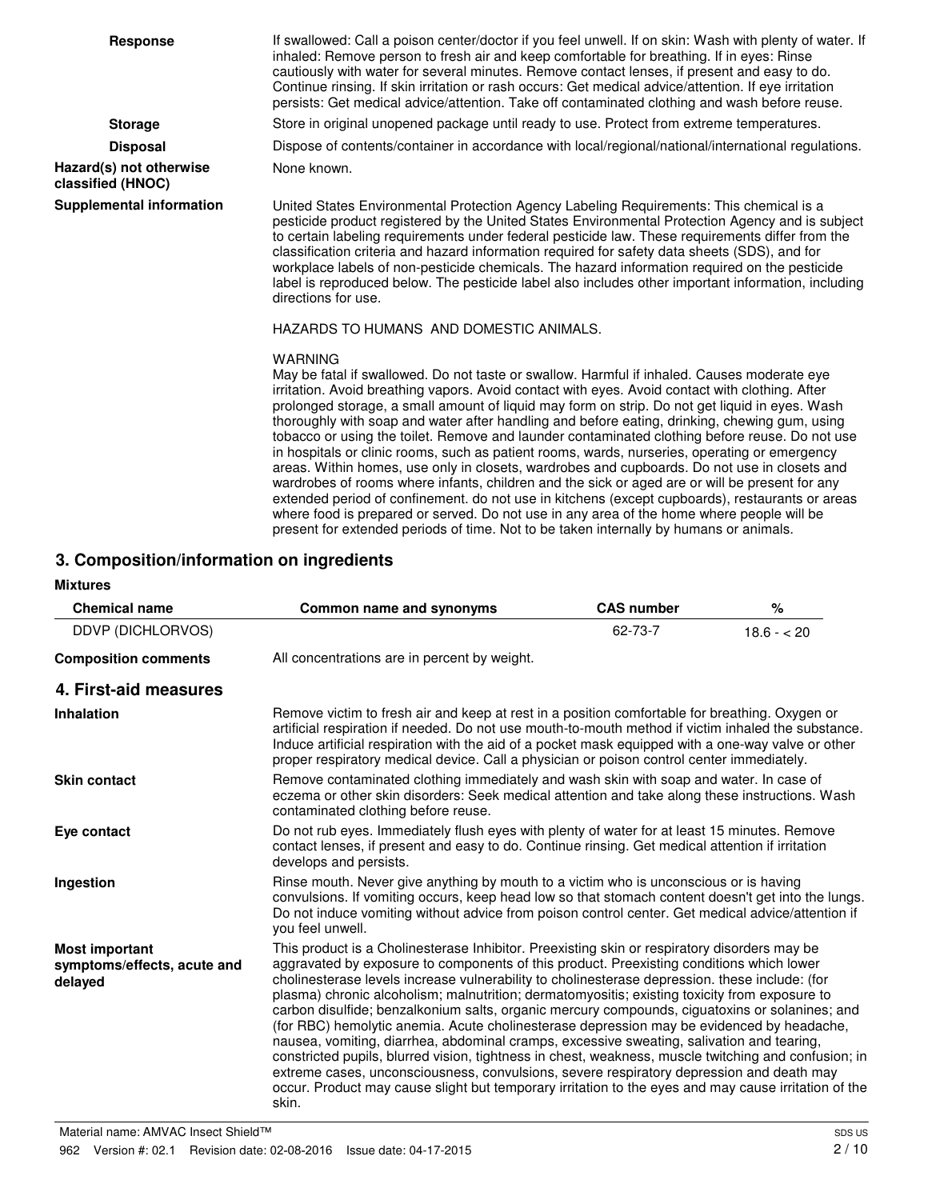**Response**

If swallowed: Call a poison center/doctor if you feel unwell. If on skin: Wash with plenty of water. If inhaled: Remove person to fresh air and keep comfortable for breathing. If in eyes: Rinse cautiously with water for several minutes. Remove contact lenses, if present and easy to do. Continue rinsing. If skin irritation or rash occurs: Get medical advice/attention. If eye irritation persists: Get medical advice/attention. Take off contaminated clothing and wash before reuse.

**Storage**

Store in original unopened package until ready to use. Protect from extreme temperatures.

**Disposal**

Dispose of contents/container in accordance with local/regional/national/international regulations.

**Hazard(s) not otherwise classified (HNOC)**

None known.

**Supplemental information**

United States Environmental Protection Agency Labeling Requirements: This chemical is a pesticide product registered by the United States Environmental Protection Agency and is subject to certain labeling requirements under federal pesticide law. These requirements differ from the classification criteria and hazard information required for safety data sheets (SDS), and for workplace labels of non-pesticide chemicals. The hazard information required on the pesticide label is reproduced below. The pesticide label also includes other important information, including directions for use.

HAZARDS TO HUMANS AND DOMESTIC ANIMALS.

WARNING
May be fatal if swallowed. Do not taste or swallow. Harmful if inhaled. Causes moderate eye irritation. Avoid breathing vapors. Avoid contact with eyes. Avoid contact with clothing. After prolonged storage, a small amount of liquid may form on strip. Do not get liquid in eyes. Wash thoroughly with soap and water after handling and before eating, drinking, chewing gum, using tobacco or using the toilet. Remove and launder contaminated clothing before reuse. Do not use in hospitals or clinic rooms, such as patient rooms, wards, nurseries, operating or emergency areas. Within homes, use only in closets, wardrobes and cupboards. Do not use in closets and wardrobes of rooms where infants, children and the sick or aged are or will be present for any extended period of confinement. do not use in kitchens (except cupboards), restaurants or areas where food is prepared or served. Do not use in any area of the home where people will be present for extended periods of time. Not to be taken internally by humans or animals.

## 3. Composition/information on ingredients

**Mixtures**

| Chemical name | Common name and synonyms | CAS number | % |
|---|---|---|---|
| DDVP (DICHLORVOS) | | 62-73-7 | 18.6 - < 20 |

**Composition comments**

All concentrations are in percent by weight.

## 4. First-aid measures

**Inhalation**

Remove victim to fresh air and keep at rest in a position comfortable for breathing. Oxygen or artificial respiration if needed. Do not use mouth-to-mouth method if victim inhaled the substance. Induce artificial respiration with the aid of a pocket mask equipped with a one-way valve or other proper respiratory medical device. Call a physician or poison control center immediately.

**Skin contact**

Remove contaminated clothing immediately and wash skin with soap and water. In case of eczema or other skin disorders: Seek medical attention and take along these instructions. Wash contaminated clothing before reuse.

**Eye contact**

Do not rub eyes. Immediately flush eyes with plenty of water for at least 15 minutes. Remove contact lenses, if present and easy to do. Continue rinsing. Get medical attention if irritation develops and persists.

**Ingestion**

Rinse mouth. Never give anything by mouth to a victim who is unconscious or is having convulsions. If vomiting occurs, keep head low so that stomach content doesn't get into the lungs. Do not induce vomiting without advice from poison control center. Get medical advice/attention if you feel unwell.

**Most important symptoms/effects, acute and delayed**

This product is a Cholinesterase Inhibitor. Preexisting skin or respiratory disorders may be aggravated by exposure to components of this product. Preexisting conditions which lower cholinesterase levels increase vulnerability to cholinesterase depression. these include: (for plasma) chronic alcoholism; malnutrition; dermatomyositis; existing toxicity from exposure to carbon disulfide; benzalkonium salts, organic mercury compounds, ciguatoxins or solanines; and (for RBC) hemolytic anemia. Acute cholinesterase depression may be evidenced by headache, nausea, vomiting, diarrhea, abdominal cramps, excessive sweating, salivation and tearing, constricted pupils, blurred vision, tightness in chest, weakness, muscle twitching and confusion; in extreme cases, unconsciousness, convulsions, severe respiratory depression and death may occur. Product may cause slight but temporary irritation to the eyes and may cause irritation of the skin.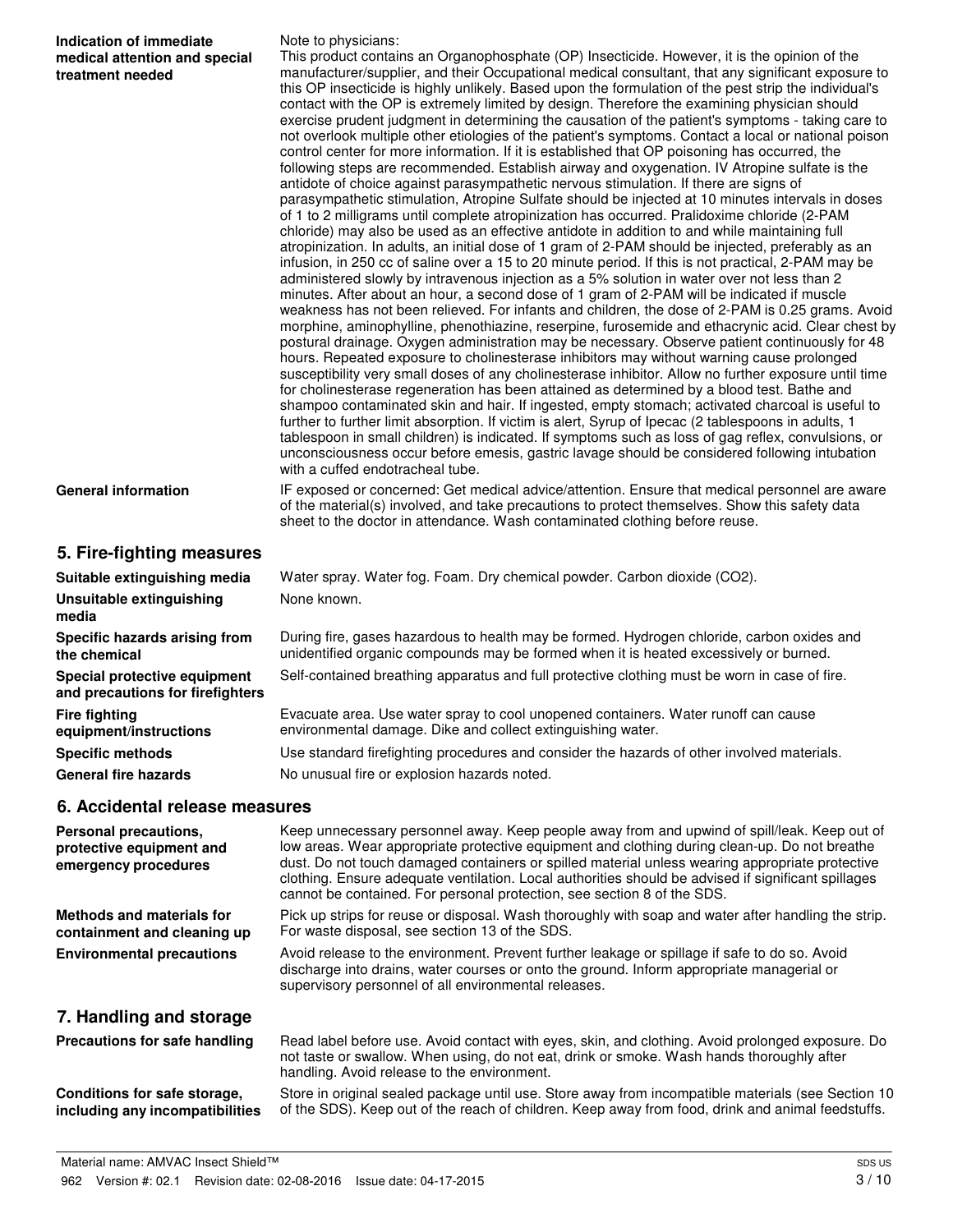**Indication of immediate medical attention and special treatment needed**

Note to physicians:
This product contains an Organophosphate (OP) Insecticide. However, it is the opinion of the manufacturer/supplier, and their Occupational medical consultant, that any significant exposure to this OP insecticide is highly unlikely. Based upon the formulation of the pest strip the individual's contact with the OP is extremely limited by design. Therefore the examining physician should exercise prudent judgment in determining the causation of the patient's symptoms - taking care to not overlook multiple other etiologies of the patient's symptoms. Contact a local or national poison control center for more information. If it is established that OP poisoning has occurred, the following steps are recommended. Establish airway and oxygenation. IV Atropine sulfate is the antidote of choice against parasympathetic nervous stimulation. If there are signs of parasympathetic stimulation, Atropine Sulfate should be injected at 10 minutes intervals in doses of 1 to 2 milligrams until complete atropinization has occurred. Pralidoxime chloride (2-PAM chloride) may also be used as an effective antidote in addition to and while maintaining full atropinization. In adults, an initial dose of 1 gram of 2-PAM should be injected, preferably as an infusion, in 250 cc of saline over a 15 to 20 minute period. If this is not practical, 2-PAM may be administered slowly by intravenous injection as a 5% solution in water over not less than 2 minutes. After about an hour, a second dose of 1 gram of 2-PAM will be indicated if muscle weakness has not been relieved. For infants and children, the dose of 2-PAM is 0.25 grams. Avoid morphine, aminophylline, phenothiazine, reserpine, furosemide and ethacrynic acid. Clear chest by postural drainage. Oxygen administration may be necessary. Observe patient continuously for 48 hours. Repeated exposure to cholinesterase inhibitors may without warning cause prolonged susceptibility very small doses of any cholinesterase inhibitor. Allow no further exposure until time for cholinesterase regeneration has been attained as determined by a blood test. Bathe and shampoo contaminated skin and hair. If ingested, empty stomach; activated charcoal is useful to further to further limit absorption. If victim is alert, Syrup of Ipecac (2 tablespoons in adults, 1 tablespoon in small children) is indicated. If symptoms such as loss of gag reflex, convulsions, or unconsciousness occur before emesis, gastric lavage should be considered following intubation with a cuffed endotracheal tube.

**General information**

IF exposed or concerned: Get medical advice/attention. Ensure that medical personnel are aware of the material(s) involved, and take precautions to protect themselves. Show this safety data sheet to the doctor in attendance. Wash contaminated clothing before reuse.

## 5. Fire-fighting measures

**Suitable extinguishing media**

Water spray. Water fog. Foam. Dry chemical powder. Carbon dioxide ($CO_2$).

**Unsuitable extinguishing media**

None known.

**Specific hazards arising from the chemical**

During fire, gases hazardous to health may be formed. Hydrogen chloride, carbon oxides and unidentified organic compounds may be formed when it is heated excessively or burned.

**Special protective equipment and precautions for firefighters**

Self-contained breathing apparatus and full protective clothing must be worn in case of fire.

**Fire fighting equipment/instructions**

Evacuate area. Use water spray to cool unopened containers. Water runoff can cause environmental damage. Dike and collect extinguishing water.

**Specific methods**

Use standard firefighting procedures and consider the hazards of other involved materials.

**General fire hazards**

No unusual fire or explosion hazards noted.

## 6. Accidental release measures

**Personal precautions, protective equipment and emergency procedures**

Keep unnecessary personnel away. Keep people away from and upwind of spill/leak. Keep out of low areas. Wear appropriate protective equipment and clothing during clean-up. Do not breathe dust. Do not touch damaged containers or spilled material unless wearing appropriate protective clothing. Ensure adequate ventilation. Local authorities should be advised if significant spillages cannot be contained. For personal protection, see section 8 of the SDS.

**Methods and materials for containment and cleaning up**

Pick up strips for reuse or disposal. Wash thoroughly with soap and water after handling the strip. For waste disposal, see section 13 of the SDS.

**Environmental precautions**

Avoid release to the environment. Prevent further leakage or spillage if safe to do so. Avoid discharge into drains, water courses or onto the ground. Inform appropriate managerial or supervisory personnel of all environmental releases.

## 7. Handling and storage

**Precautions for safe handling**

Read label before use. Avoid contact with eyes, skin, and clothing. Avoid prolonged exposure. Do not taste or swallow. When using, do not eat, drink or smoke. Wash hands thoroughly after handling. Avoid release to the environment.

**Conditions for safe storage, including any incompatibilities**

Store in original sealed package until use. Store away from incompatible materials (see Section 10 of the SDS). Keep out of the reach of children. Keep away from food, drink and animal feedstuffs.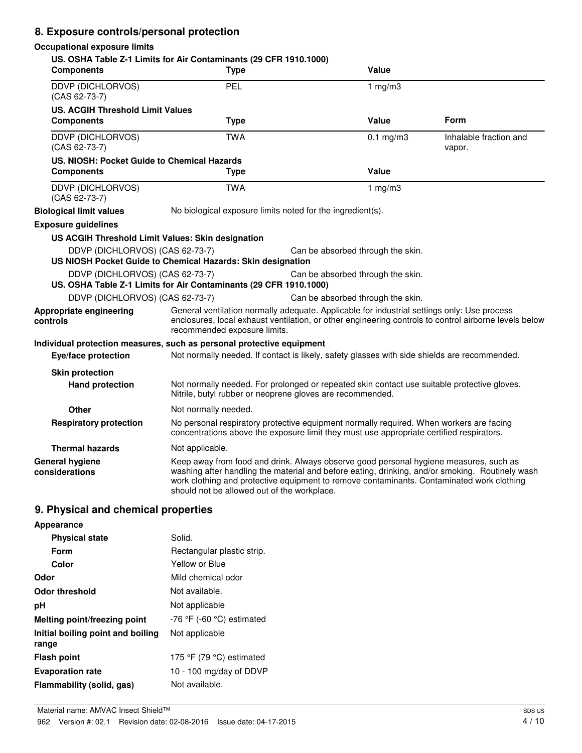## 8. Exposure controls/personal protection

**Occupational exposure limits**

**US. OSHA Table Z-1 Limits for Air Contaminants (29 CFR 1910.1000)**

| Components | Type | Value |
|---|---|---|
| DDVP (DICHLORVOS) (CAS 62-73-7) | PEL | 1 mg/m3 |

**US. ACGIH Threshold Limit Values**

| Components | Type | Value | Form |
|---|---|---|---|
| DDVP (DICHLORVOS) (CAS 62-73-7) | TWA | 0.1 mg/m3 | Inhalable fraction and vapor. |

**US. NIOSH: Pocket Guide to Chemical Hazards**

| Components | Type | Value |
|---|---|---|
| DDVP (DICHLORVOS) (CAS 62-73-7) | TWA | 1 mg/m3 |

**Biological limit values** No biological exposure limits noted for the ingredient(s).

**Exposure guidelines**

**US ACGIH Threshold Limit Values: Skin designation**

DDVP (DICHLORVOS) (CAS 62-73-7) Can be absorbed through the skin.

**US NIOSH Pocket Guide to Chemical Hazards: Skin designation**

DDVP (DICHLORVOS) (CAS 62-73-7) Can be absorbed through the skin.

**US. OSHA Table Z-1 Limits for Air Contaminants (29 CFR 1910.1000)**

DDVP (DICHLORVOS) (CAS 62-73-7) Can be absorbed through the skin.

**Appropriate engineering controls** General ventilation normally adequate. Applicable for industrial settings only: Use process enclosures, local exhaust ventilation, or other engineering controls to control airborne levels below recommended exposure limits.

**Individual protection measures, such as personal protective equipment**

**Eye/face protection** Not normally needed. If contact is likely, safety glasses with side shields are recommended.

**Skin protection**

**Hand protection** Not normally needed. For prolonged or repeated skin contact use suitable protective gloves. Nitrile, butyl rubber or neoprene gloves are recommended.

**Other** Not normally needed.

**Respiratory protection** No personal respiratory protective equipment normally required. When workers are facing concentrations above the exposure limit they must use appropriate certified respirators.

**Thermal hazards** Not applicable.

**General hygiene considerations** Keep away from food and drink. Always observe good personal hygiene measures, such as washing after handling the material and before eating, drinking, and/or smoking. Routinely wash work clothing and protective equipment to remove contaminants. Contaminated work clothing should not be allowed out of the workplace.

## 9. Physical and chemical properties

**Appearance**

**Physical state** Solid.

**Form** Rectangular plastic strip.

**Color** Yellow or Blue

**Odor** Mild chemical odor

**Odor threshold** Not available.

**pH** Not applicable

**Melting point/freezing point** -76 °F (-60 °C) estimated

**Initial boiling point and boiling range** Not applicable

**Flash point** 175 °F (79 °C) estimated

**Evaporation rate** 10 - 100 mg/day of DDVP

**Flammability (solid, gas)** Not available.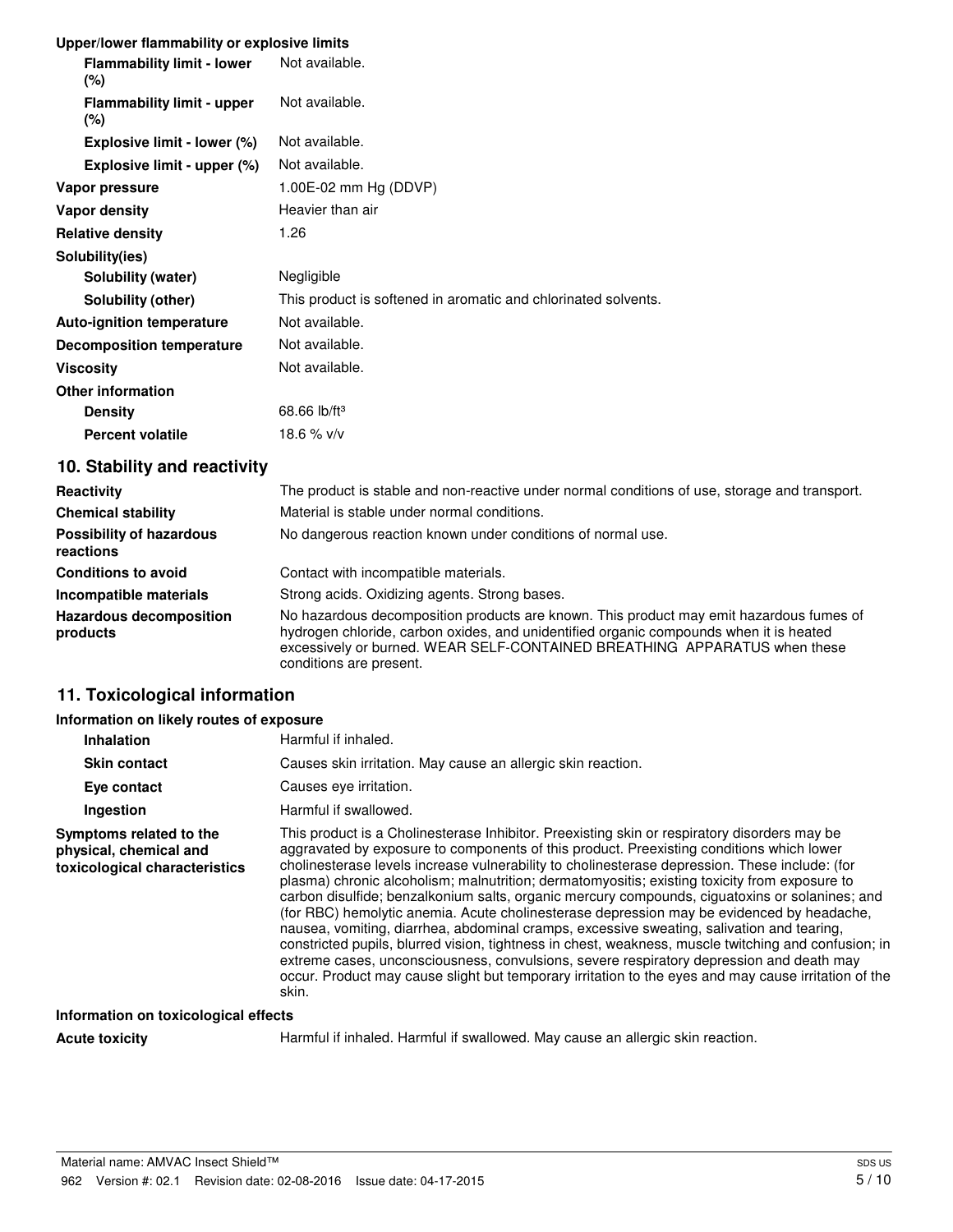**Upper/lower flammability or explosive limits**

| | |
|---|---|
| **Flammability limit - lower (%)** | Not available. |
| **Flammability limit - upper (%)** | Not available. |
| **Explosive limit - lower (%)** | Not available. |
| **Explosive limit - upper (%)** | Not available. |
| **Vapor pressure** | 1.00E-02 mm Hg (DDVP) |
| **Vapor density** | Heavier than air |
| **Relative density** | 1.26 |
| **Solubility(ies)** | |
| **Solubility (water)** | Negligible |
| **Solubility (other)** | This product is softened in aromatic and chlorinated solvents. |
| **Auto-ignition temperature** | Not available. |
| **Decomposition temperature** | Not available. |
| **Viscosity** | Not available. |
| **Other information** | |
| **Density** | 68.66 lb/ft³ |
| **Percent volatile** | 18.6 % v/v |

## 10. Stability and reactivity

| | |
|---|---|
| **Reactivity** | The product is stable and non-reactive under normal conditions of use, storage and transport. |
| **Chemical stability** | Material is stable under normal conditions. |
| **Possibility of hazardous reactions** | No dangerous reaction known under conditions of normal use. |
| **Conditions to avoid** | Contact with incompatible materials. |
| **Incompatible materials** | Strong acids. Oxidizing agents. Strong bases. |
| **Hazardous decomposition products** | No hazardous decomposition products are known. This product may emit hazardous fumes of hydrogen chloride, carbon oxides, and unidentified organic compounds when it is heated excessively or burned. WEAR SELF-CONTAINED BREATHING APPARATUS when these conditions are present. |

## 11. Toxicological information

**Information on likely routes of exposure**

| | |
|---|---|
| **Inhalation** | Harmful if inhaled. |
| **Skin contact** | Causes skin irritation. May cause an allergic skin reaction. |
| **Eye contact** | Causes eye irritation. |
| **Ingestion** | Harmful if swallowed. |
| **Symptoms related to the physical, chemical and toxicological characteristics** | This product is a Cholinesterase Inhibitor. Preexisting skin or respiratory disorders may be aggravated by exposure to components of this product. Preexisting conditions which lower cholinesterase levels increase vulnerability to cholinesterase depression. These include: (for plasma) chronic alcoholism; malnutrition; dermatomyositis; existing toxicity from exposure to carbon disulfide; benzalkonium salts, organic mercury compounds, ciguatoxins or solanines; and (for RBC) hemolytic anemia. Acute cholinesterase depression may be evidenced by headache, nausea, vomiting, diarrhea, abdominal cramps, excessive sweating, salivation and tearing, constricted pupils, blurred vision, tightness in chest, weakness, muscle twitching and confusion; in extreme cases, unconsciousness, convulsions, severe respiratory depression and death may occur. Product may cause slight but temporary irritation to the eyes and may cause irritation of the skin. |

**Information on toxicological effects**

| | |
|---|---|
| **Acute toxicity** | Harmful if inhaled. Harmful if swallowed. May cause an allergic skin reaction. |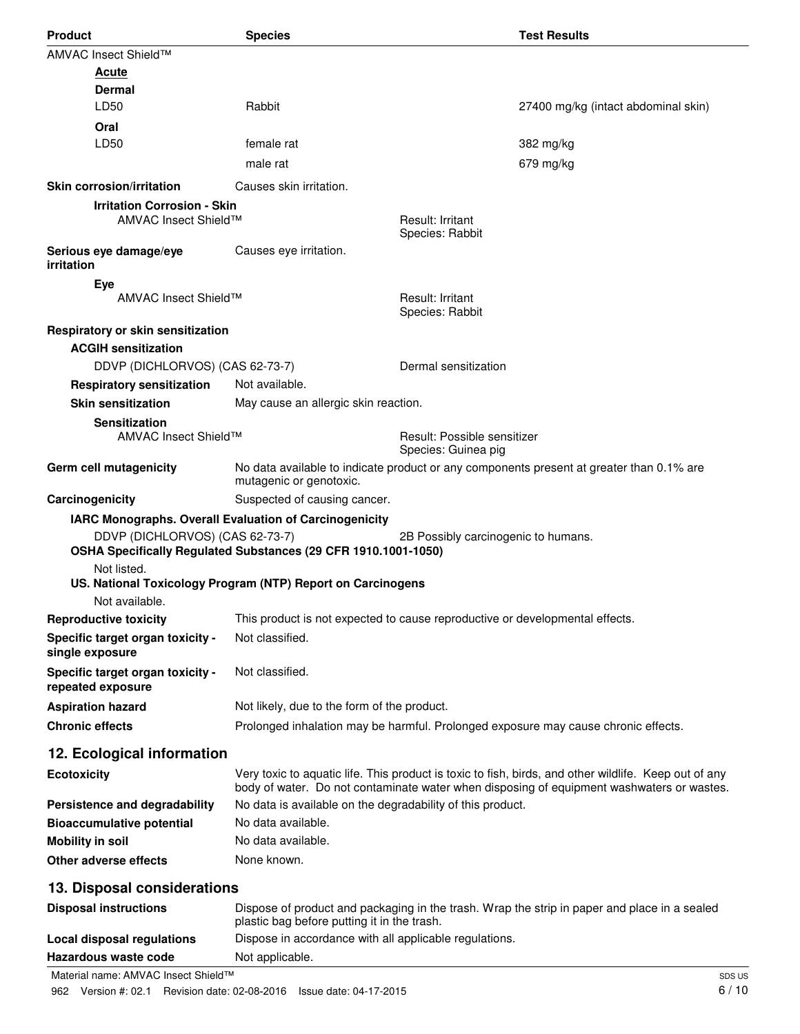| Product | Species | Test Results |
|---|---|---|
| AMVAC Insect Shield™ | | |
| **Acute** | | |
| **Dermal** | | |
| LD50 | Rabbit | 27400 mg/kg (intact abdominal skin) |
| **Oral** | | |
| LD50 | female rat | 382 mg/kg |
| | male rat | 679 mg/kg |

**Skin corrosion/irritation** Causes skin irritation.

**Irritation Corrosion - Skin**

AMVAC Insect Shield™ — Result: Irritant; Species: Rabbit

**Serious eye damage/eye irritation** Causes eye irritation.

**Eye**

AMVAC Insect Shield™ — Result: Irritant; Species: Rabbit

**Respiratory or skin sensitization**

**ACGIH sensitization**

DDVP (DICHLORVOS) (CAS 62-73-7) — Dermal sensitization

**Respiratory sensitization** Not available.

**Skin sensitization** May cause an allergic skin reaction.

**Sensitization**

AMVAC Insect Shield™ — Result: Possible sensitizer; Species: Guinea pig

**Germ cell mutagenicity** No data available to indicate product or any components present at greater than 0.1% are mutagenic or genotoxic.

**Carcinogenicity** Suspected of causing cancer.

**IARC Monographs. Overall Evaluation of Carcinogenicity**

DDVP (DICHLORVOS) (CAS 62-73-7) — 2B Possibly carcinogenic to humans.

**OSHA Specifically Regulated Substances (29 CFR 1910.1001-1050)**

Not listed.

**US. National Toxicology Program (NTP) Report on Carcinogens**

Not available.

**Reproductive toxicity** This product is not expected to cause reproductive or developmental effects.

**Specific target organ toxicity - single exposure** Not classified.

**Specific target organ toxicity - repeated exposure** Not classified.

**Aspiration hazard** Not likely, due to the form of the product.

**Chronic effects** Prolonged inhalation may be harmful. Prolonged exposure may cause chronic effects.

## 12. Ecological information

**Ecotoxicity** Very toxic to aquatic life. This product is toxic to fish, birds, and other wildlife. Keep out of any body of water. Do not contaminate water when disposing of equipment washwaters or wastes.

**Persistence and degradability** No data is available on the degradability of this product.

**Bioaccumulative potential** No data available.

**Mobility in soil** No data available.

**Other adverse effects** None known.

## 13. Disposal considerations

**Disposal instructions** Dispose of product and packaging in the trash. Wrap the strip in paper and place in a sealed plastic bag before putting it in the trash.

**Local disposal regulations** Dispose in accordance with all applicable regulations.

**Hazardous waste code** Not applicable.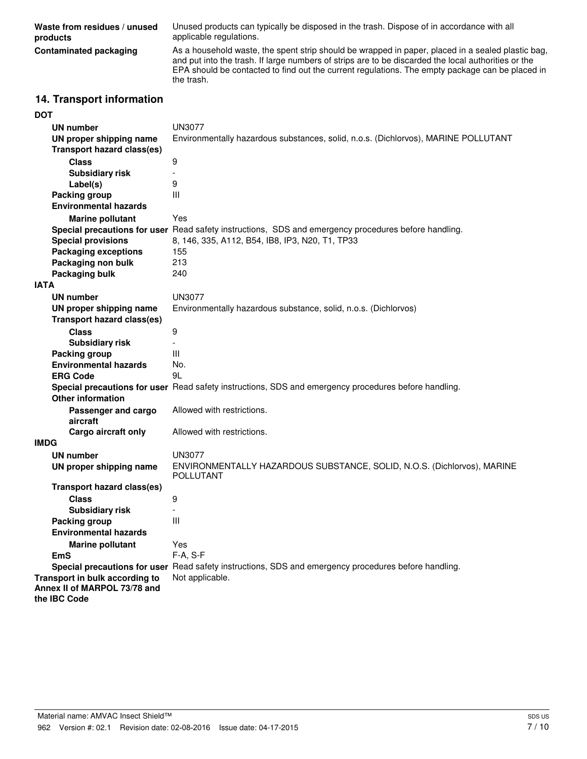| | |
|---|---|
| **Waste from residues / unused products** | Unused products can typically be disposed in the trash. Dispose of in accordance with all applicable regulations. |
| **Contaminated packaging** | As a household waste, the spent strip should be wrapped in paper, placed in a sealed plastic bag, and put into the trash. If large numbers of strips are to be discarded the local authorities or the EPA should be contacted to find out the current regulations. The empty package can be placed in the trash. |

## 14. Transport information

**DOT**

| | |
|---|---|
| **UN number** | UN3077 |
| **UN proper shipping name** | Environmentally hazardous substances, solid, n.o.s. (Dichlorvos), MARINE POLLUTANT |
| **Transport hazard class(es)** | |
| **Class** | 9 |
| **Subsidiary risk** | - |
| **Label(s)** | 9 |
| **Packing group** | III |
| **Environmental hazards** | |
| **Marine pollutant** | Yes |
| **Special precautions for user** | Read safety instructions, SDS and emergency procedures before handling. |
| **Special provisions** | 8, 146, 335, A112, B54, IB8, IP3, N20, T1, TP33 |
| **Packaging exceptions** | 155 |
| **Packaging non bulk** | 213 |
| **Packaging bulk** | 240 |

**IATA**

| | |
|---|---|
| **UN number** | UN3077 |
| **UN proper shipping name** | Environmentally hazardous substance, solid, n.o.s. (Dichlorvos) |
| **Transport hazard class(es)** | |
| **Class** | 9 |
| **Subsidiary risk** | - |
| **Packing group** | III |
| **Environmental hazards** | No. |
| **ERG Code** | 9L |
| **Special precautions for user** | Read safety instructions, SDS and emergency procedures before handling. |
| **Other information** | |
| **Passenger and cargo aircraft** | Allowed with restrictions. |
| **Cargo aircraft only** | Allowed with restrictions. |

**IMDG**

| | |
|---|---|
| **UN number** | UN3077 |
| **UN proper shipping name** | ENVIRONMENTALLY HAZARDOUS SUBSTANCE, SOLID, N.O.S. (Dichlorvos), MARINE POLLUTANT |
| **Transport hazard class(es)** | |
| **Class** | 9 |
| **Subsidiary risk** | - |
| **Packing group** | III |
| **Environmental hazards** | |
| **Marine pollutant** | Yes |
| **EmS** | F-A, S-F |
| **Special precautions for user** | Read safety instructions, SDS and emergency procedures before handling. |
| **Transport in bulk according to Annex II of MARPOL 73/78 and the IBC Code** | Not applicable. |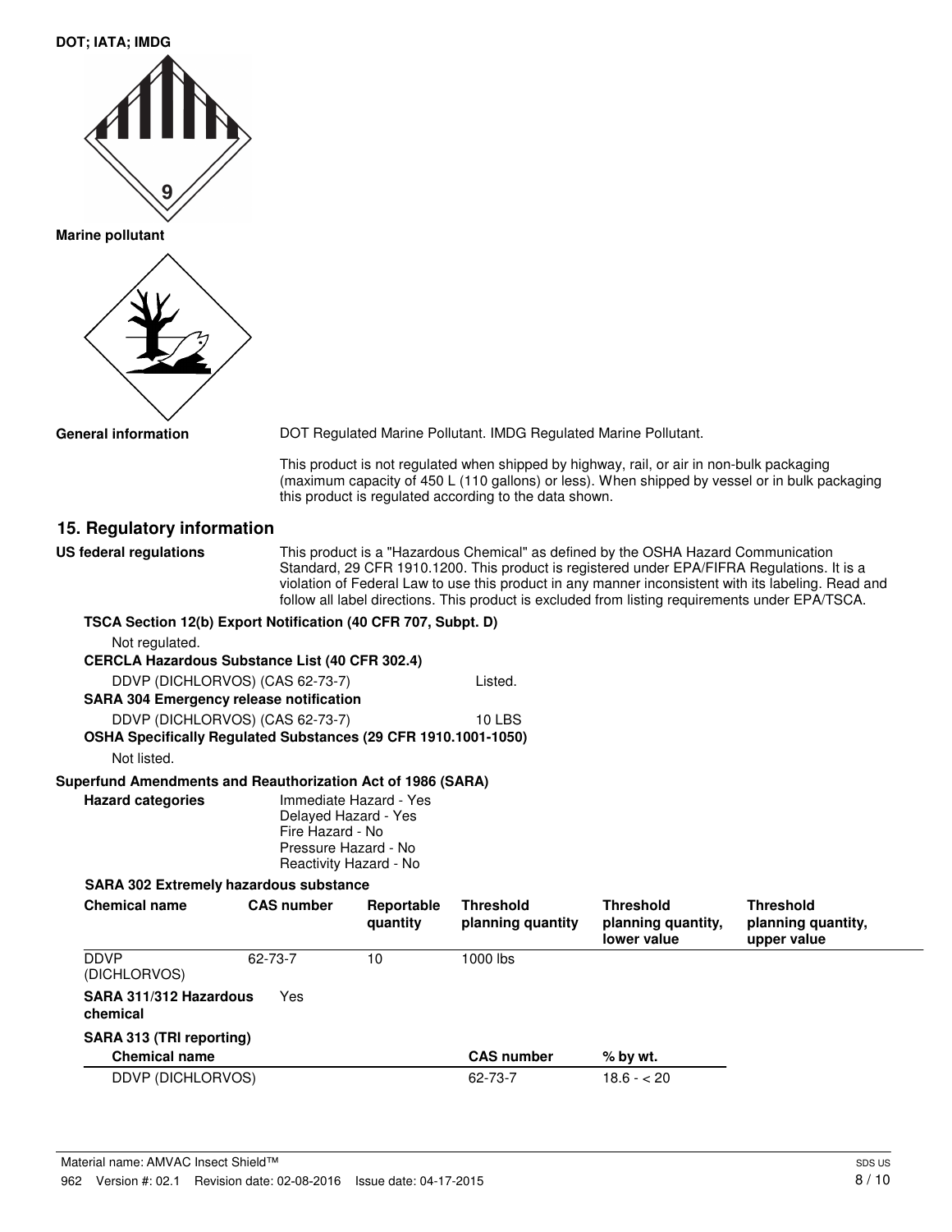**DOT; IATA; IMDG**

**Marine pollutant**

**General information**

DOT Regulated Marine Pollutant. IMDG Regulated Marine Pollutant.

This product is not regulated when shipped by highway, rail, or air in non-bulk packaging (maximum capacity of 450 L (110 gallons) or less). When shipped by vessel or in bulk packaging this product is regulated according to the data shown.

## 15. Regulatory information

**US federal regulations**

This product is a "Hazardous Chemical" as defined by the OSHA Hazard Communication Standard, 29 CFR 1910.1200. This product is registered under EPA/FIFRA Regulations. It is a violation of Federal Law to use this product in any manner inconsistent with its labeling. Read and follow all label directions. This product is excluded from listing requirements under EPA/TSCA.

**TSCA Section 12(b) Export Notification (40 CFR 707, Subpt. D)**

Not regulated.

**CERCLA Hazardous Substance List (40 CFR 302.4)**

DDVP (DICHLORVOS) (CAS 62-73-7) Listed.

**SARA 304 Emergency release notification**

DDVP (DICHLORVOS) (CAS 62-73-7) 10 LBS

**OSHA Specifically Regulated Substances (29 CFR 1910.1001-1050)**

Not listed.

**Superfund Amendments and Reauthorization Act of 1986 (SARA)**

**Hazard categories**

Immediate Hazard - Yes
Delayed Hazard - Yes
Fire Hazard - No
Pressure Hazard - No
Reactivity Hazard - No

**SARA 302 Extremely hazardous substance**

| Chemical name | CAS number | Reportable quantity | Threshold planning quantity | Threshold planning quantity, lower value | Threshold planning quantity, upper value |
|---|---|---|---|---|---|
| DDVP (DICHLORVOS) | 62-73-7 | 10 | 1000 lbs | | |

**SARA 311/312 Hazardous chemical** Yes

**SARA 313 (TRI reporting)**

| Chemical name | CAS number | % by wt. |
|---|---|---|
| DDVP (DICHLORVOS) | 62-73-7 | 18.6 - < 20 |

Material name: AMVAC Insect Shield™

962 Version #: 02.1 Revision date: 02-08-2016 Issue date: 04-17-2015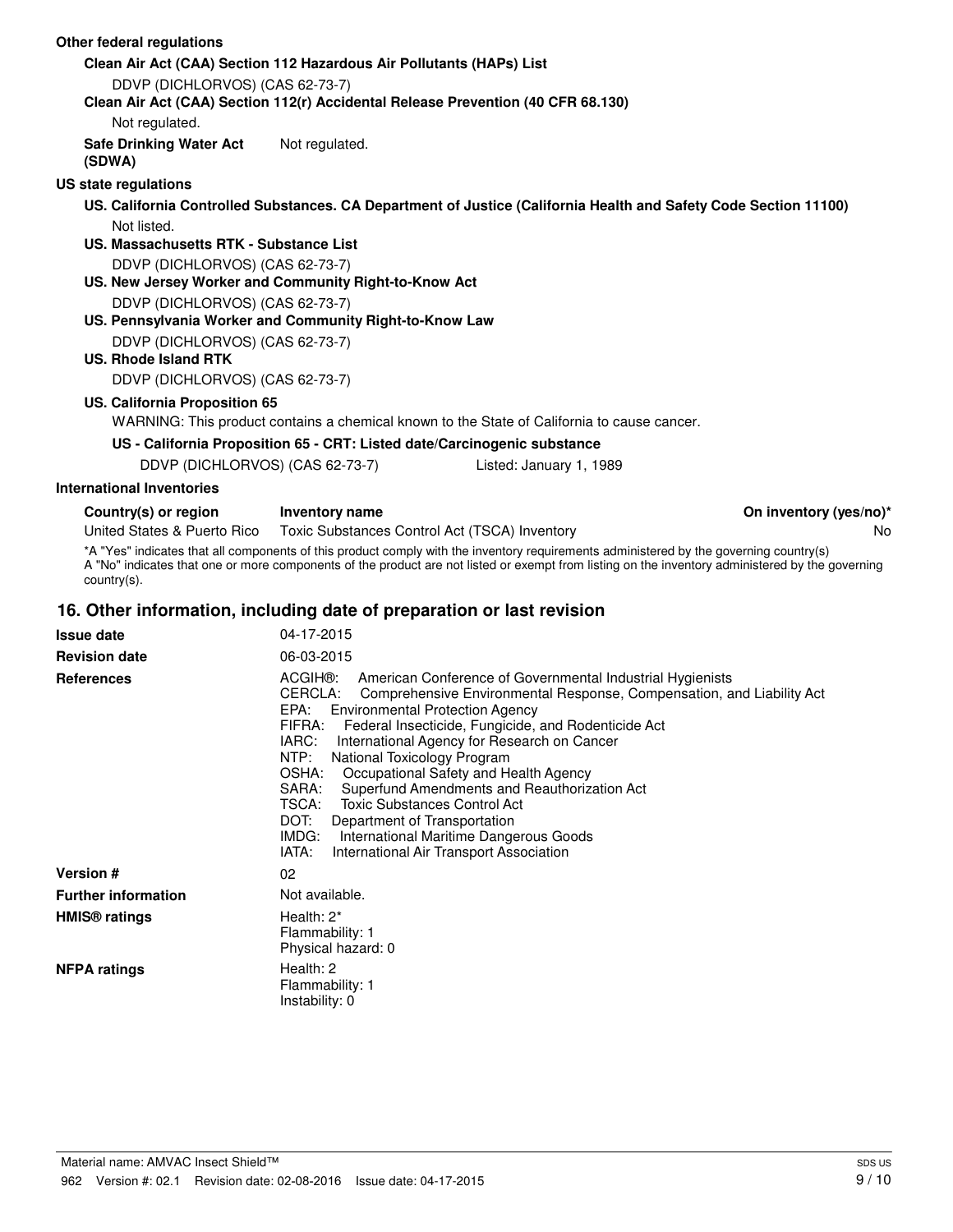**Other federal regulations**

**Clean Air Act (CAA) Section 112 Hazardous Air Pollutants (HAPs) List**

DDVP (DICHLORVOS) (CAS 62-73-7)

**Clean Air Act (CAA) Section 112(r) Accidental Release Prevention (40 CFR 68.130)**

Not regulated.

**Safe Drinking Water Act (SDWA)** Not regulated.

**US state regulations**

**US. California Controlled Substances. CA Department of Justice (California Health and Safety Code Section 11100)**

Not listed.

**US. Massachusetts RTK - Substance List**

DDVP (DICHLORVOS) (CAS 62-73-7)

**US. New Jersey Worker and Community Right-to-Know Act**

DDVP (DICHLORVOS) (CAS 62-73-7)

**US. Pennsylvania Worker and Community Right-to-Know Law**

DDVP (DICHLORVOS) (CAS 62-73-7)

**US. Rhode Island RTK**

DDVP (DICHLORVOS) (CAS 62-73-7)

**US. California Proposition 65**

WARNING: This product contains a chemical known to the State of California to cause cancer.

**US - California Proposition 65 - CRT: Listed date/Carcinogenic substance**

DDVP (DICHLORVOS) (CAS 62-73-7) Listed: January 1, 1989

**International Inventories**

| Country(s) or region | Inventory name | On inventory (yes/no)* |
|---|---|---|
| United States & Puerto Rico | Toxic Substances Control Act (TSCA) Inventory | No |

*A "Yes" indicates that all components of this product comply with the inventory requirements administered by the governing country(s)
A "No" indicates that one or more components of the product are not listed or exempt from listing on the inventory administered by the governing country(s).

## 16. Other information, including date of preparation or last revision

**Issue date** 04-17-2015

**Revision date** 06-03-2015

**References**

ACGIH®: American Conference of Governmental Industrial Hygienists
CERCLA: Comprehensive Environmental Response, Compensation, and Liability Act
EPA: Environmental Protection Agency
FIFRA: Federal Insecticide, Fungicide, and Rodenticide Act
IARC: International Agency for Research on Cancer
NTP: National Toxicology Program
OSHA: Occupational Safety and Health Agency
SARA: Superfund Amendments and Reauthorization Act
TSCA: Toxic Substances Control Act
DOT: Department of Transportation
IMDG: International Maritime Dangerous Goods
IATA: International Air Transport Association

**Version #** 02

**Further information** Not available.

**HMIS® ratings**

Health: 2*
Flammability: 1
Physical hazard: 0

**NFPA ratings**

Health: 2
Flammability: 1
Instability: 0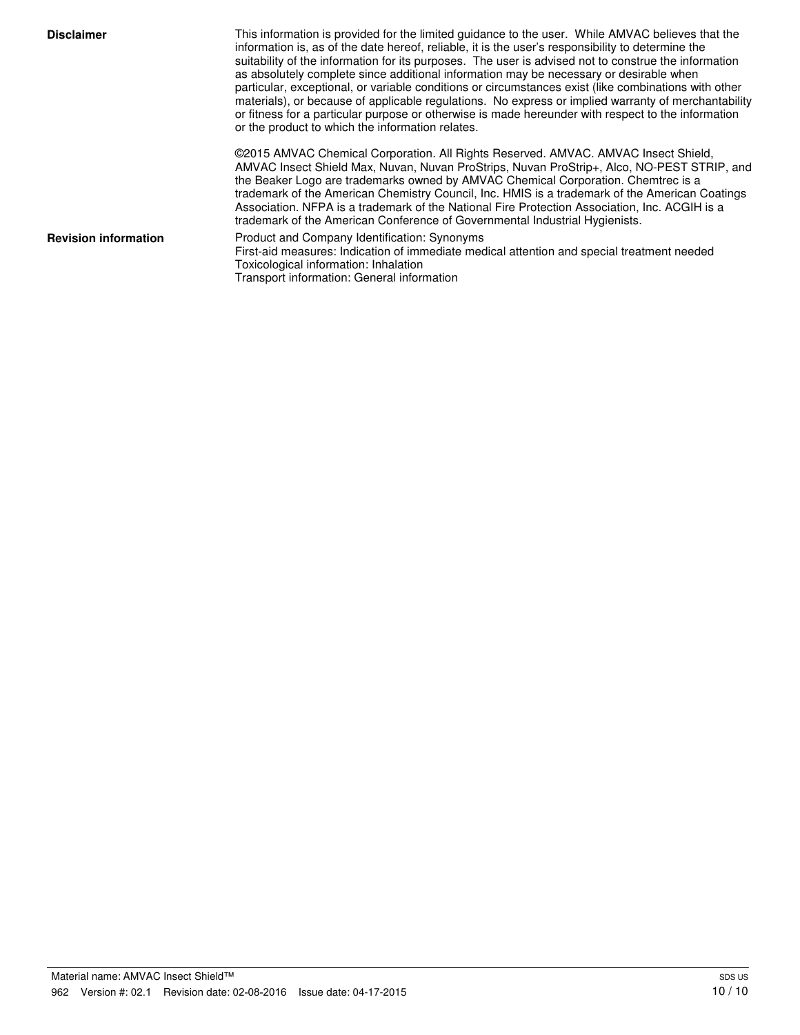**Disclaimer**

This information is provided for the limited guidance to the user. While AMVAC believes that the information is, as of the date hereof, reliable, it is the user's responsibility to determine the suitability of the information for its purposes. The user is advised not to construe the information as absolutely complete since additional information may be necessary or desirable when particular, exceptional, or variable conditions or circumstances exist (like combinations with other materials), or because of applicable regulations. No express or implied warranty of merchantability or fitness for a particular purpose or otherwise is made hereunder with respect to the information or the product to which the information relates.

©2015 AMVAC Chemical Corporation. All Rights Reserved. AMVAC. AMVAC Insect Shield, AMVAC Insect Shield Max, Nuvan, Nuvan ProStrips, Nuvan ProStrip+, Alco, NO-PEST STRIP, and the Beaker Logo are trademarks owned by AMVAC Chemical Corporation. Chemtrec is a trademark of the American Chemistry Council, Inc. HMIS is a trademark of the American Coatings Association. NFPA is a trademark of the National Fire Protection Association, Inc. ACGIH is a trademark of the American Conference of Governmental Industrial Hygienists.

**Revision information**

Product and Company Identification: Synonyms
First-aid measures: Indication of immediate medical attention and special treatment needed
Toxicological information: Inhalation
Transport information: General information